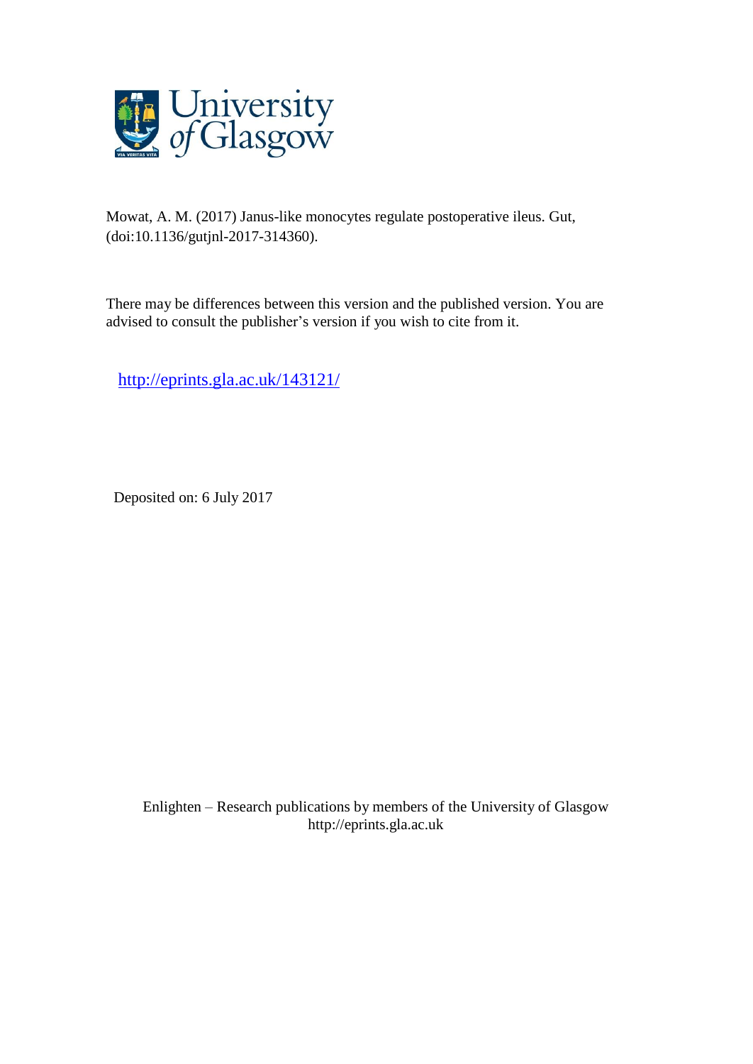Mowat, A. M. (2017) Janus-like monocytes regulate postoperative ileus. Gut, (doi:10.1136/gutjnl-2017-314360).

There may be differences between this version and the published version. You are advised to consult the publisher's version if you wish to cite from it.

http://eprints.gla.ac.uk/143121/

Deposited on: 6 July 2017

Enlighten – Research publications by members of the University of Glasgow
http://eprints.gla.ac.uk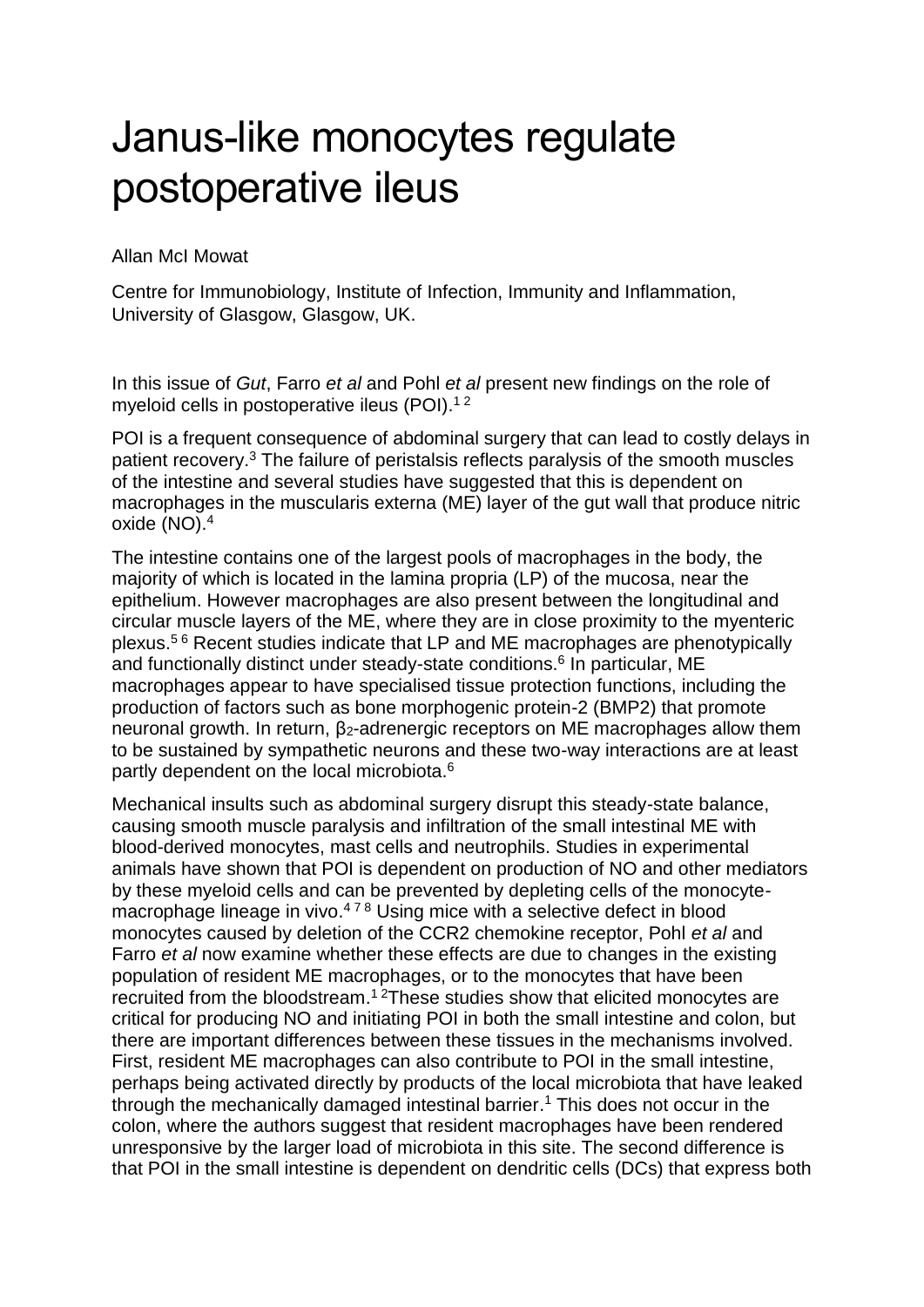# Janus-like monocytes regulate postoperative ileus

Allan McI Mowat

Centre for Immunobiology, Institute of Infection, Immunity and Inflammation, University of Glasgow, Glasgow, UK.

In this issue of *Gut*, Farro *et al* and Pohl *et al* present new findings on the role of myeloid cells in postoperative ileus (POI).[1 2]

POI is a frequent consequence of abdominal surgery that can lead to costly delays in patient recovery.[3] The failure of peristalsis reflects paralysis of the smooth muscles of the intestine and several studies have suggested that this is dependent on macrophages in the muscularis externa (ME) layer of the gut wall that produce nitric oxide (NO).[4]

The intestine contains one of the largest pools of macrophages in the body, the majority of which is located in the lamina propria (LP) of the mucosa, near the epithelium. However macrophages are also present between the longitudinal and circular muscle layers of the ME, where they are in close proximity to the myenteric plexus.[5 6] Recent studies indicate that LP and ME macrophages are phenotypically and functionally distinct under steady-state conditions.[6] In particular, ME macrophages appear to have specialised tissue protection functions, including the production of factors such as bone morphogenic protein-2 (BMP2) that promote neuronal growth. In return, $\beta_2$-adrenergic receptors on ME macrophages allow them to be sustained by sympathetic neurons and these two-way interactions are at least partly dependent on the local microbiota.[6]

Mechanical insults such as abdominal surgery disrupt this steady-state balance, causing smooth muscle paralysis and infiltration of the small intestinal ME with blood-derived monocytes, mast cells and neutrophils. Studies in experimental animals have shown that POI is dependent on production of NO and other mediators by these myeloid cells and can be prevented by depleting cells of the monocyte-macrophage lineage in vivo.[4 7 8] Using mice with a selective defect in blood monocytes caused by deletion of the CCR2 chemokine receptor, Pohl *et al* and Farro *et al* now examine whether these effects are due to changes in the existing population of resident ME macrophages, or to the monocytes that have been recruited from the bloodstream.[1 2] These studies show that elicited monocytes are critical for producing NO and initiating POI in both the small intestine and colon, but there are important differences between these tissues in the mechanisms involved. First, resident ME macrophages can also contribute to POI in the small intestine, perhaps being activated directly by products of the local microbiota that have leaked through the mechanically damaged intestinal barrier.[1] This does not occur in the colon, where the authors suggest that resident macrophages have been rendered unresponsive by the larger load of microbiota in this site. The second difference is that POI in the small intestine is dependent on dendritic cells (DCs) that express both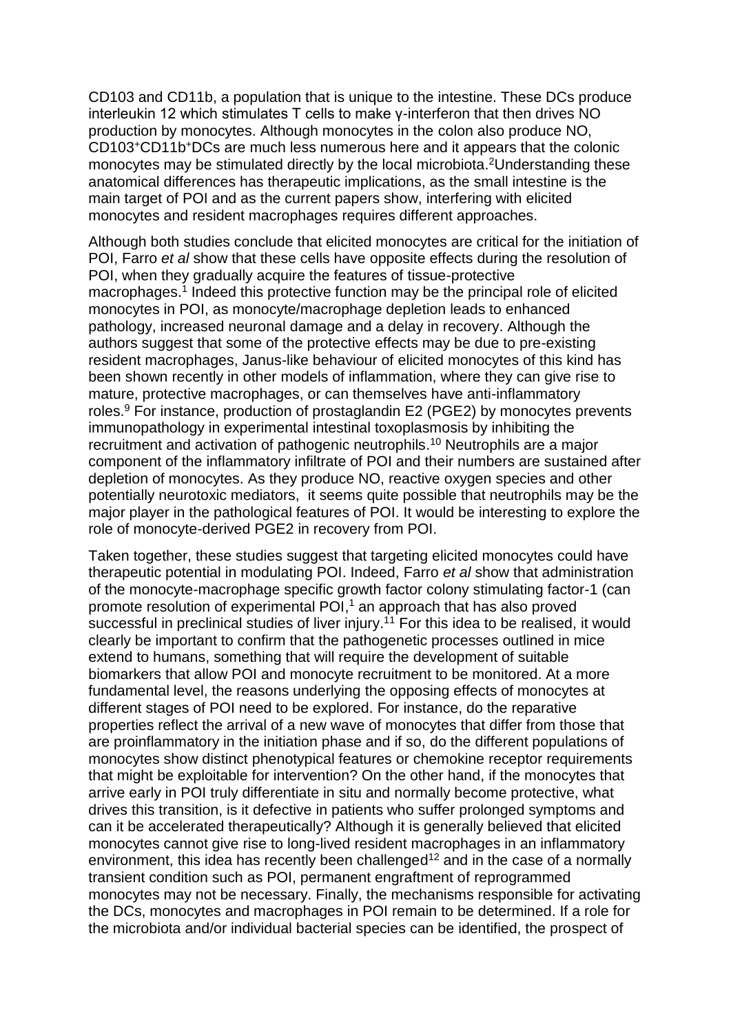CD103 and CD11b, a population that is unique to the intestine. These DCs produce interleukin 12 which stimulates T cells to make γ-interferon that then drives NO production by monocytes. Although monocytes in the colon also produce NO, $CD103^+CD11b^+$DCs are much less numerous here and it appears that the colonic monocytes may be stimulated directly by the local microbiota.[2]Understanding these anatomical differences has therapeutic implications, as the small intestine is the main target of POI and as the current papers show, interfering with elicited monocytes and resident macrophages requires different approaches.

Although both studies conclude that elicited monocytes are critical for the initiation of POI, Farro *et al* show that these cells have opposite effects during the resolution of POI, when they gradually acquire the features of tissue-protective macrophages.[1] Indeed this protective function may be the principal role of elicited monocytes in POI, as monocyte/macrophage depletion leads to enhanced pathology, increased neuronal damage and a delay in recovery. Although the authors suggest that some of the protective effects may be due to pre-existing resident macrophages, Janus-like behaviour of elicited monocytes of this kind has been shown recently in other models of inflammation, where they can give rise to mature, protective macrophages, or can themselves have anti-inflammatory roles.[9] For instance, production of prostaglandin E2 (PGE2) by monocytes prevents immunopathology in experimental intestinal toxoplasmosis by inhibiting the recruitment and activation of pathogenic neutrophils.[10] Neutrophils are a major component of the inflammatory infiltrate of POI and their numbers are sustained after depletion of monocytes. As they produce NO, reactive oxygen species and other potentially neurotoxic mediators, it seems quite possible that neutrophils may be the major player in the pathological features of POI. It would be interesting to explore the role of monocyte-derived PGE2 in recovery from POI.

Taken together, these studies suggest that targeting elicited monocytes could have therapeutic potential in modulating POI. Indeed, Farro *et al* show that administration of the monocyte-macrophage specific growth factor colony stimulating factor-1 (can promote resolution of experimental POI,[1] an approach that has also proved successful in preclinical studies of liver injury.[11] For this idea to be realised, it would clearly be important to confirm that the pathogenetic processes outlined in mice extend to humans, something that will require the development of suitable biomarkers that allow POI and monocyte recruitment to be monitored. At a more fundamental level, the reasons underlying the opposing effects of monocytes at different stages of POI need to be explored. For instance, do the reparative properties reflect the arrival of a new wave of monocytes that differ from those that are proinflammatory in the initiation phase and if so, do the different populations of monocytes show distinct phenotypical features or chemokine receptor requirements that might be exploitable for intervention? On the other hand, if the monocytes that arrive early in POI truly differentiate in situ and normally become protective, what drives this transition, is it defective in patients who suffer prolonged symptoms and can it be accelerated therapeutically? Although it is generally believed that elicited monocytes cannot give rise to long-lived resident macrophages in an inflammatory environment, this idea has recently been challenged[12] and in the case of a normally transient condition such as POI, permanent engraftment of reprogrammed monocytes may not be necessary. Finally, the mechanisms responsible for activating the DCs, monocytes and macrophages in POI remain to be determined. If a role for the microbiota and/or individual bacterial species can be identified, the prospect of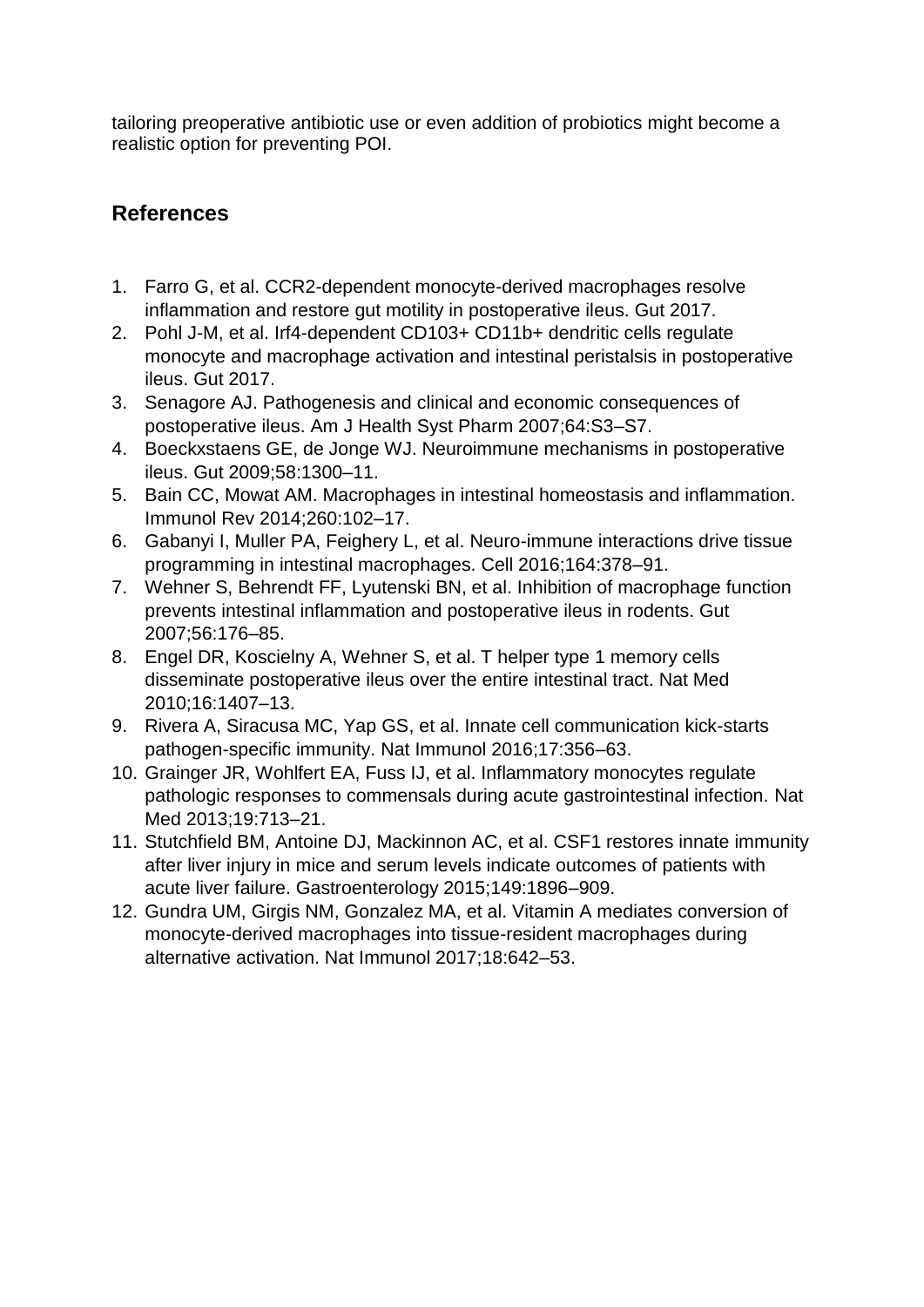tailoring preoperative antibiotic use or even addition of probiotics might become a realistic option for preventing POI.

## References

1. Farro G, et al. CCR2-dependent monocyte-derived macrophages resolve inflammation and restore gut motility in postoperative ileus. Gut 2017.
2. Pohl J-M, et al. Irf4-dependent CD103+ CD11b+ dendritic cells regulate monocyte and macrophage activation and intestinal peristalsis in postoperative ileus. Gut 2017.
3. Senagore AJ. Pathogenesis and clinical and economic consequences of postoperative ileus. Am J Health Syst Pharm 2007;64:S3–S7.
4. Boeckxstaens GE, de Jonge WJ. Neuroimmune mechanisms in postoperative ileus. Gut 2009;58:1300–11.
5. Bain CC, Mowat AM. Macrophages in intestinal homeostasis and inflammation. Immunol Rev 2014;260:102–17.
6. Gabanyi I, Muller PA, Feighery L, et al. Neuro-immune interactions drive tissue programming in intestinal macrophages. Cell 2016;164:378–91.
7. Wehner S, Behrendt FF, Lyutenski BN, et al. Inhibition of macrophage function prevents intestinal inflammation and postoperative ileus in rodents. Gut 2007;56:176–85.
8. Engel DR, Koscielny A, Wehner S, et al. T helper type 1 memory cells disseminate postoperative ileus over the entire intestinal tract. Nat Med 2010;16:1407–13.
9. Rivera A, Siracusa MC, Yap GS, et al. Innate cell communication kick-starts pathogen-specific immunity. Nat Immunol 2016;17:356–63.
10. Grainger JR, Wohlfert EA, Fuss IJ, et al. Inflammatory monocytes regulate pathologic responses to commensals during acute gastrointestinal infection. Nat Med 2013;19:713–21.
11. Stutchfield BM, Antoine DJ, Mackinnon AC, et al. CSF1 restores innate immunity after liver injury in mice and serum levels indicate outcomes of patients with acute liver failure. Gastroenterology 2015;149:1896–909.
12. Gundra UM, Girgis NM, Gonzalez MA, et al. Vitamin A mediates conversion of monocyte-derived macrophages into tissue-resident macrophages during alternative activation. Nat Immunol 2017;18:642–53.